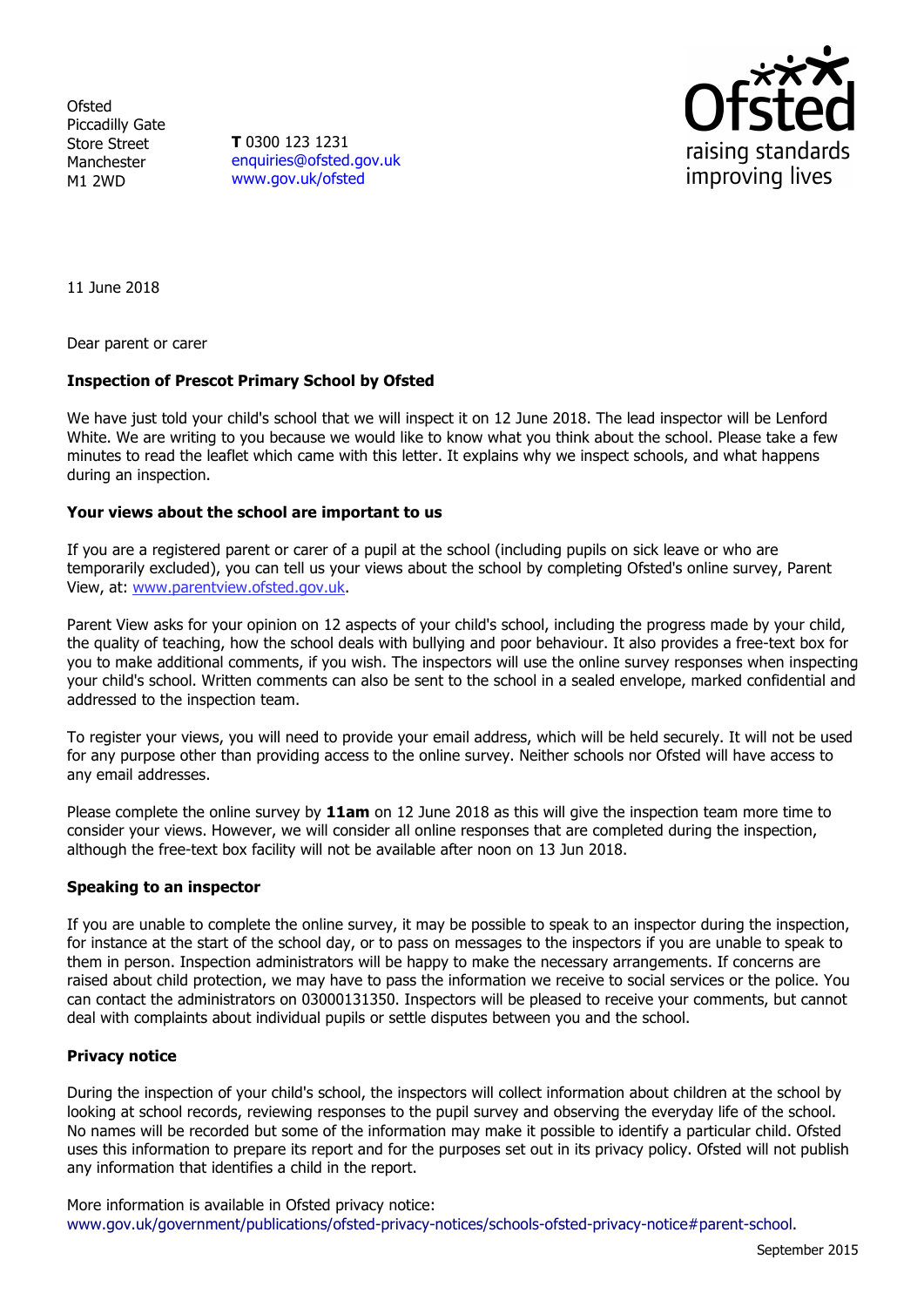Ofsted
Piccadilly Gate
Store Street
Manchester
M1 2WD

**T** 0300 123 1231
enquiries@ofsted.gov.uk
www.gov.uk/ofsted

11 June 2018

Dear parent or carer

**Inspection of Prescot Primary School by Ofsted**

We have just told your child's school that we will inspect it on 12 June 2018. The lead inspector will be Lenford White. We are writing to you because we would like to know what you think about the school. Please take a few minutes to read the leaflet which came with this letter. It explains why we inspect schools, and what happens during an inspection.

**Your views about the school are important to us**

If you are a registered parent or carer of a pupil at the school (including pupils on sick leave or who are temporarily excluded), you can tell us your views about the school by completing Ofsted's online survey, Parent View, at: www.parentview.ofsted.gov.uk.

Parent View asks for your opinion on 12 aspects of your child's school, including the progress made by your child, the quality of teaching, how the school deals with bullying and poor behaviour. It also provides a free-text box for you to make additional comments, if you wish. The inspectors will use the online survey responses when inspecting your child's school. Written comments can also be sent to the school in a sealed envelope, marked confidential and addressed to the inspection team.

To register your views, you will need to provide your email address, which will be held securely. It will not be used for any purpose other than providing access to the online survey. Neither schools nor Ofsted will have access to any email addresses.

Please complete the online survey by **11am** on 12 June 2018 as this will give the inspection team more time to consider your views. However, we will consider all online responses that are completed during the inspection, although the free-text box facility will not be available after noon on 13 Jun 2018.

**Speaking to an inspector**

If you are unable to complete the online survey, it may be possible to speak to an inspector during the inspection, for instance at the start of the school day, or to pass on messages to the inspectors if you are unable to speak to them in person. Inspection administrators will be happy to make the necessary arrangements. If concerns are raised about child protection, we may have to pass the information we receive to social services or the police. You can contact the administrators on 03000131350. Inspectors will be pleased to receive your comments, but cannot deal with complaints about individual pupils or settle disputes between you and the school.

**Privacy notice**

During the inspection of your child's school, the inspectors will collect information about children at the school by looking at school records, reviewing responses to the pupil survey and observing the everyday life of the school. No names will be recorded but some of the information may make it possible to identify a particular child. Ofsted uses this information to prepare its report and for the purposes set out in its privacy policy. Ofsted will not publish any information that identifies a child in the report.

More information is available in Ofsted privacy notice:
www.gov.uk/government/publications/ofsted-privacy-notices/schools-ofsted-privacy-notice#parent-school.

September 2015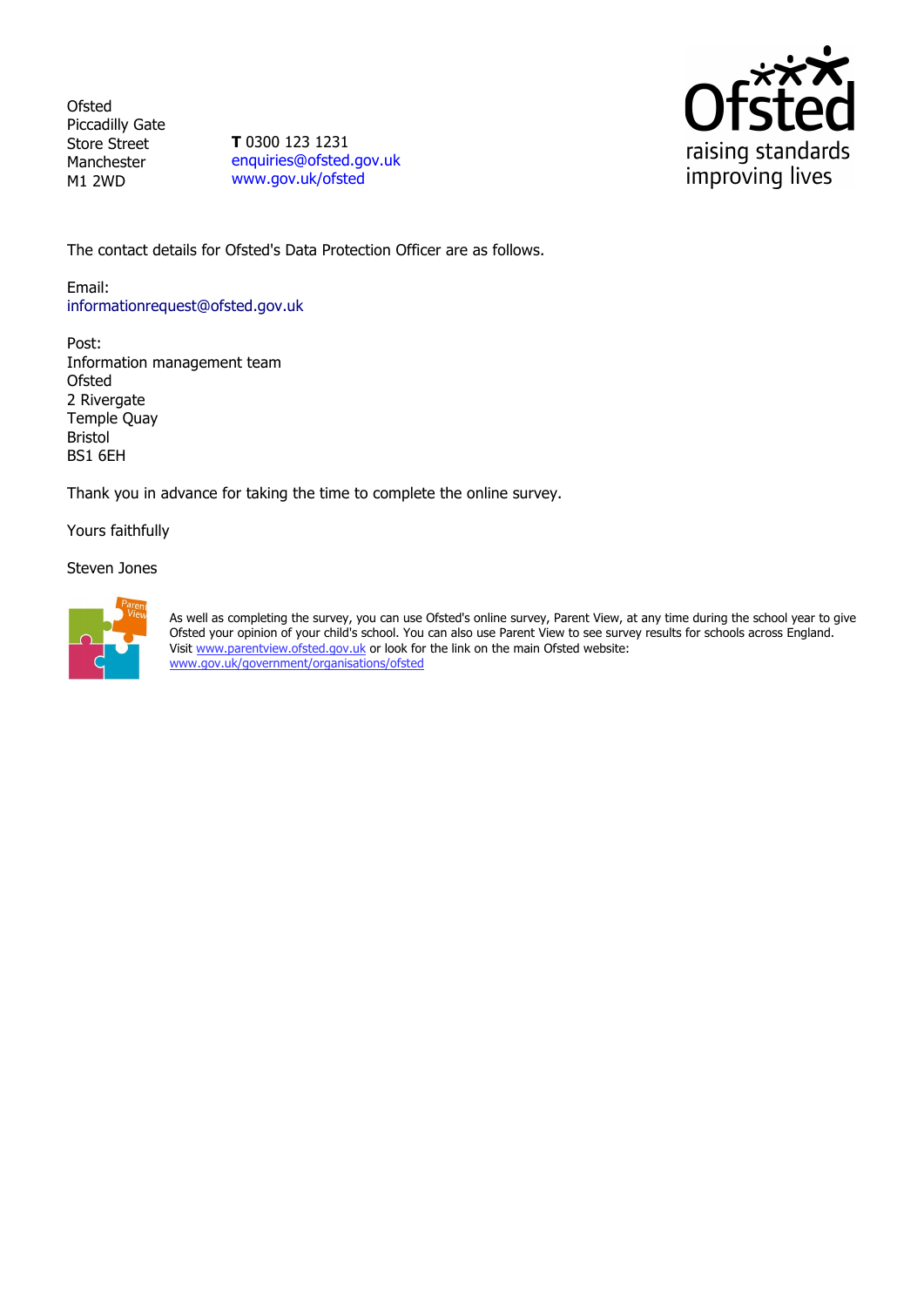Ofsted
Piccadilly Gate
Store Street
Manchester
M1 2WD

**T** 0300 123 1231
enquiries@ofsted.gov.uk
www.gov.uk/ofsted

Ofsted
raising standards
improving lives

The contact details for Ofsted's Data Protection Officer are as follows.

Email:
informationrequest@ofsted.gov.uk

Post:
Information management team
Ofsted
2 Rivergate
Temple Quay
Bristol
BS1 6EH

Thank you in advance for taking the time to complete the online survey.

Yours faithfully

Steven Jones

As well as completing the survey, you can use Ofsted's online survey, Parent View, at any time during the school year to give Ofsted your opinion of your child's school. You can also use Parent View to see survey results for schools across England. Visit www.parentview.ofsted.gov.uk or look for the link on the main Ofsted website: www.gov.uk/government/organisations/ofsted